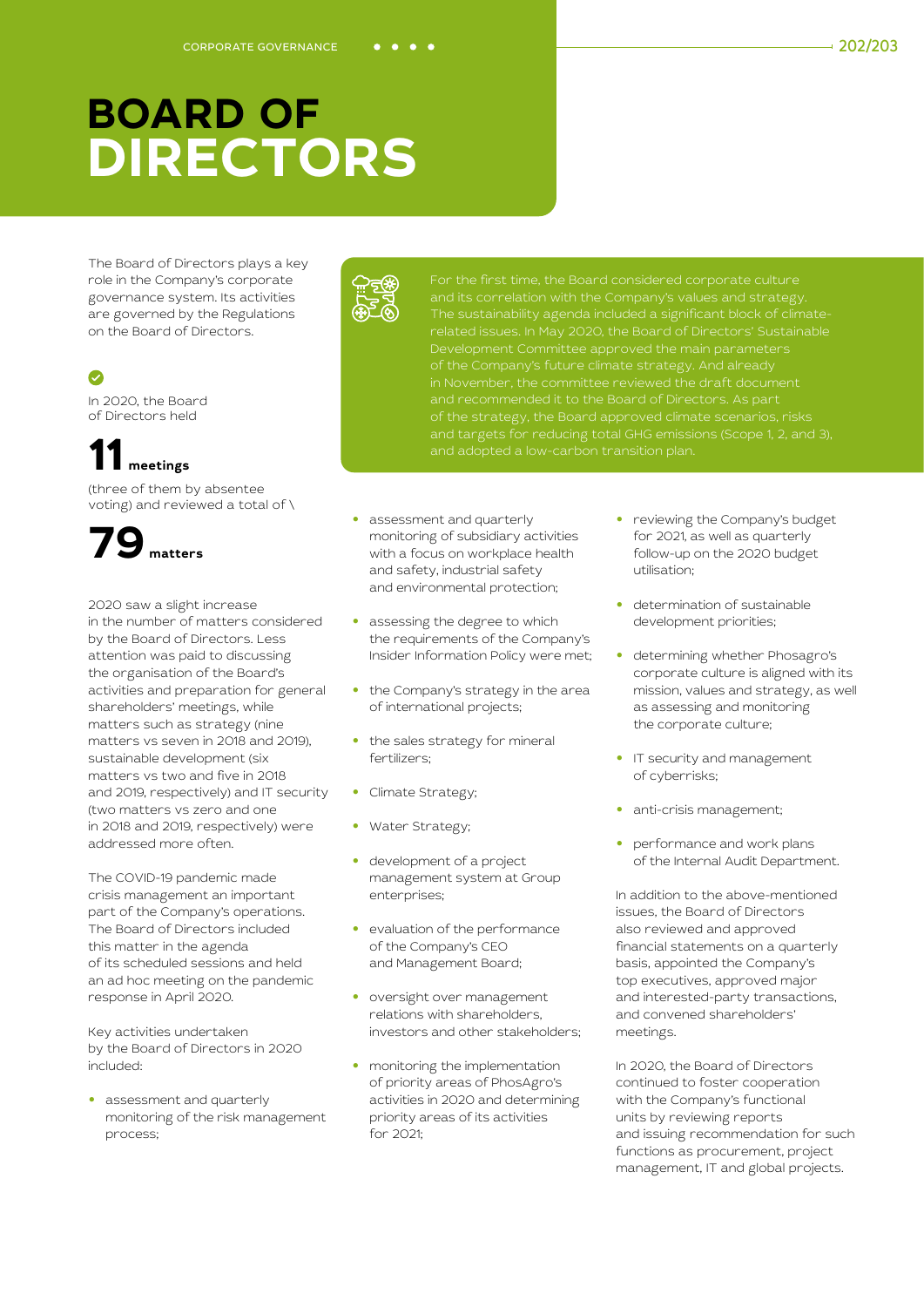# BOARD OF DIRECTORS

The Board of Directors plays a key role in the Company's corporate governance system. Its activities are governed by the Regulations on the Board of Directors.

In 2020, the Board of Directors held

**11** meetings

(three of them by absentee voting) and reviewed a total of \

**79** matters

2020 saw a slight increase in the number of matters considered by the Board of Directors. Less attention was paid to discussing the organisation of the Board's activities and preparation for general shareholders' meetings, while matters such as strategy (nine matters vs seven in 2018 and 2019), sustainable development (six matters vs two and five in 2018 and 2019, respectively) and IT security (two matters vs zero and one in 2018 and 2019, respectively) were addressed more often.

The COVID-19 pandemic made crisis management an important part of the Company's operations. The Board of Directors included this matter in the agenda of its scheduled sessions and held an ad hoc meeting on the pandemic response in April 2020.

For the first time, the Board considered corporate culture and its correlation with the Company's values and strategy. The sustainability agenda included a significant block of climate-related issues. In May 2020, the Board of Directors' Sustainable Development Committee approved the main parameters of the Company's future climate strategy. And already in November, the committee reviewed the draft document and recommended it to the Board of Directors. As part of the strategy, the Board approved climate scenarios, risks and targets for reducing total GHG emissions (Scope 1, 2, and 3), and adopted a low-carbon transition plan.

Key activities undertaken by the Board of Directors in 2020 included:

- assessment and quarterly monitoring of the risk management process;
- assessment and quarterly monitoring of subsidiary activities with a focus on workplace health and safety, industrial safety and environmental protection;
- assessing the degree to which the requirements of the Company's Insider Information Policy were met;
- the Company's strategy in the area of international projects;
- the sales strategy for mineral fertilizers;
- Climate Strategy;
- Water Strategy;
- development of a project management system at Group enterprises;
- evaluation of the performance of the Company's CEO and Management Board;
- oversight over management relations with shareholders, investors and other stakeholders;
- monitoring the implementation of priority areas of PhosAgro's activities in 2020 and determining priority areas of its activities for 2021;
- reviewing the Company's budget for 2021, as well as quarterly follow-up on the 2020 budget utilisation;
- determination of sustainable development priorities;
- determining whether Phosagro's corporate culture is aligned with its mission, values and strategy, as well as assessing and monitoring the corporate culture;
- IT security and management of cyberrisks;
- anti-crisis management;
- performance and work plans of the Internal Audit Department.

In addition to the above-mentioned issues, the Board of Directors also reviewed and approved financial statements on a quarterly basis, appointed the Company's top executives, approved major and interested-party transactions, and convened shareholders' meetings.

In 2020, the Board of Directors continued to foster cooperation with the Company's functional units by reviewing reports and issuing recommendation for such functions as procurement, project management, IT and global projects.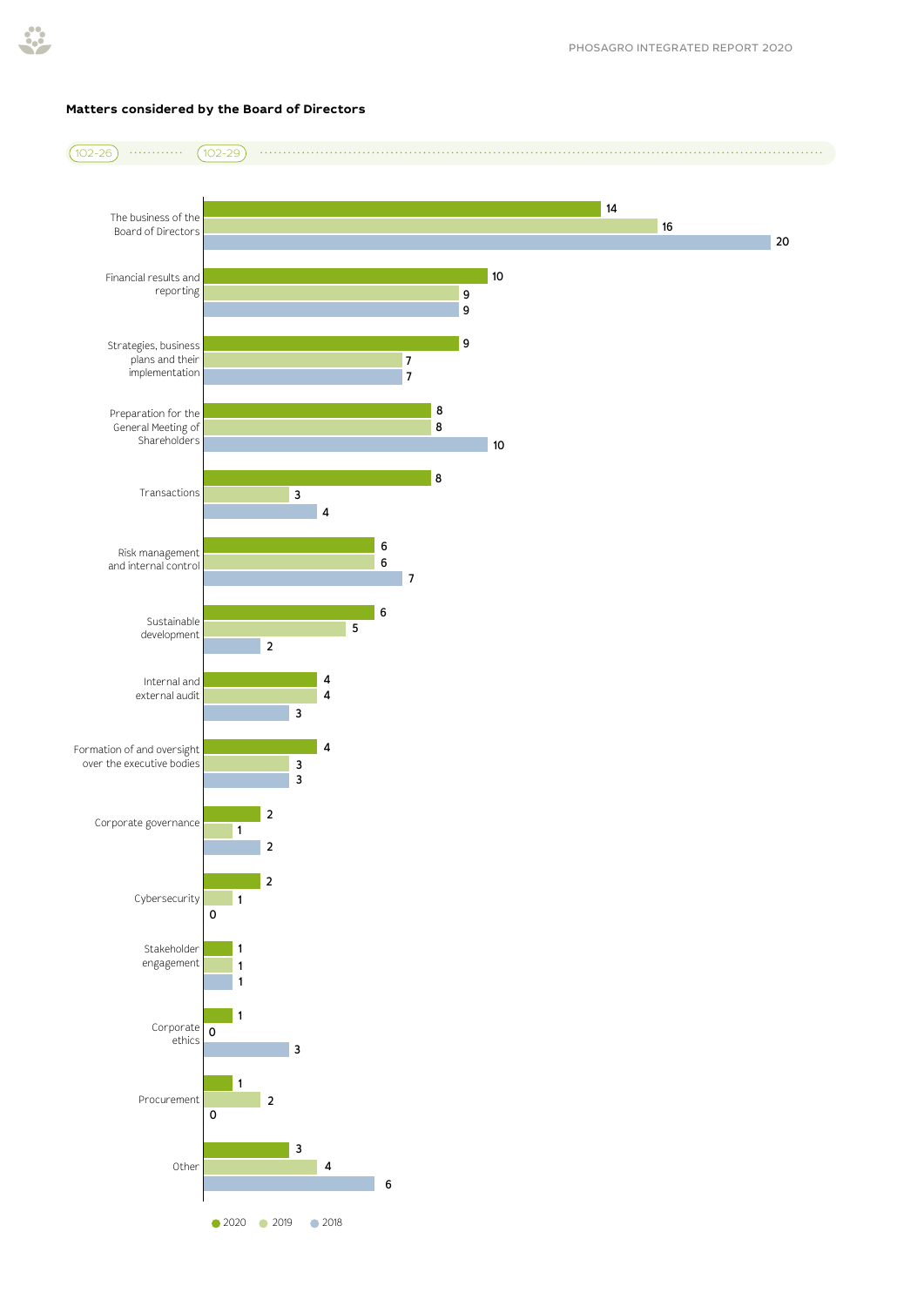**Matters considered by the Board of Directors**

102-26 102-29

The business of the Board of Directors
14
16
20

Financial results and reporting
10
9
9

Strategies, business plans and their implementation
9
7
7

Preparation for the General Meeting of Shareholders
8
8
10

Transactions
8
3
4

Risk management and internal control
6
6
7

Sustainable development
6
5
2

Internal and external audit
4
4
3

Formation of and oversight over the executive bodies
4
3
3

Corporate governance
2
1
2

Cybersecurity
2
1
0

Stakeholder engagement
1
1
1

Corporate ethics
1
0
3

Procurement
1
2
0

Other
3
4
6

2020 2019 2018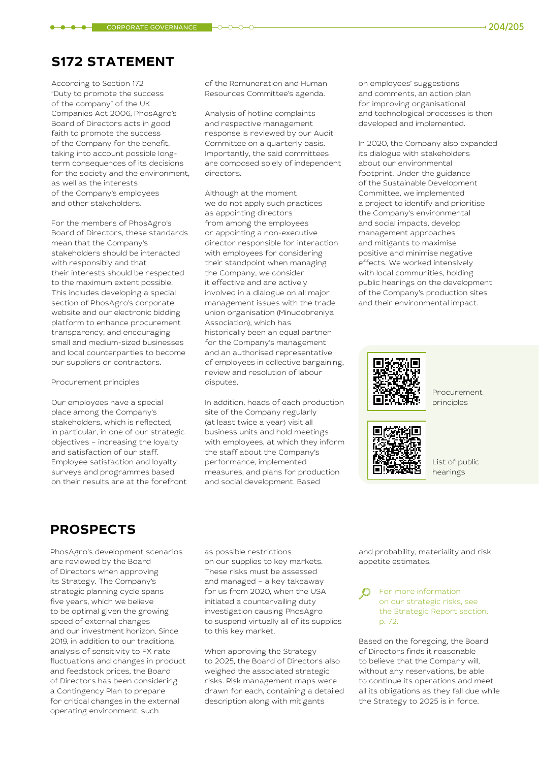## S172 STATEMENT

According to Section 172 "Duty to promote the success of the company" of the UK Companies Act 2006, PhosAgro's Board of Directors acts in good faith to promote the success of the Company for the benefit, taking into account possible long-term consequences of its decisions for the society and the environment, as well as the interests of the Company's employees and other stakeholders.

For the members of PhosAgro's Board of Directors, these standards mean that the Company's stakeholders should be interacted with responsibly and that their interests should be respected to the maximum extent possible. This includes developing a special section of PhosAgro's corporate website and our electronic bidding platform to enhance procurement transparency, and encouraging small and medium-sized businesses and local counterparties to become our suppliers or contractors.

Procurement principles

Our employees have a special place among the Company's stakeholders, which is reflected, in particular, in one of our strategic objectives – increasing the loyalty and satisfaction of our staff. Employee satisfaction and loyalty surveys and programmes based on their results are at the forefront of the Remuneration and Human Resources Committee's agenda.

Analysis of hotline complaints and respective management response is reviewed by our Audit Committee on a quarterly basis. Importantly, the said committees are composed solely of independent directors.

Although at the moment we do not apply such practices as appointing directors from among the employees or appointing a non-executive director responsible for interaction with employees for considering their standpoint when managing the Company, we consider it effective and are actively involved in a dialogue on all major management issues with the trade union organisation (Minudobreniya Association), which has historically been an equal partner for the Company's management and an authorised representative of employees in collective bargaining, review and resolution of labour disputes.

In addition, heads of each production site of the Company regularly (at least twice a year) visit all business units and hold meetings with employees, at which they inform the staff about the Company's performance, implemented measures, and plans for production and social development. Based on employees' suggestions and comments, an action plan for improving organisational and technological processes is then developed and implemented.

In 2020, the Company also expanded its dialogue with stakeholders about our environmental footprint. Under the guidance of the Sustainable Development Committee, we implemented a project to identify and prioritise the Company's environmental and social impacts, develop management approaches and mitigants to maximise positive and minimise negative effects. We worked intensively with local communities, holding public hearings on the development of the Company's production sites and their environmental impact.

Procurement principles

List of public hearings

## PROSPECTS

PhosAgro's development scenarios are reviewed by the Board of Directors when approving its Strategy. The Company's strategic planning cycle spans five years, which we believe to be optimal given the growing speed of external changes and our investment horizon. Since 2019, in addition to our traditional analysis of sensitivity to FX rate fluctuations and changes in product and feedstock prices, the Board of Directors has been considering a Contingency Plan to prepare for critical changes in the external operating environment, such as possible restrictions on our supplies to key markets. These risks must be assessed and managed – a key takeaway for us from 2020, when the USA initiated a countervailing duty investigation causing PhosAgro to suspend virtually all of its supplies to this key market.

When approving the Strategy to 2025, the Board of Directors also weighed the associated strategic risks. Risk management maps were drawn for each, containing a detailed description along with mitigants and probability, materiality and risk appetite estimates.

For more information on our strategic risks, see the Strategic Report section, p. 72.

Based on the foregoing, the Board of Directors finds it reasonable to believe that the Company will, without any reservations, be able to continue its operations and meet all its obligations as they fall due while the Strategy to 2025 is in force.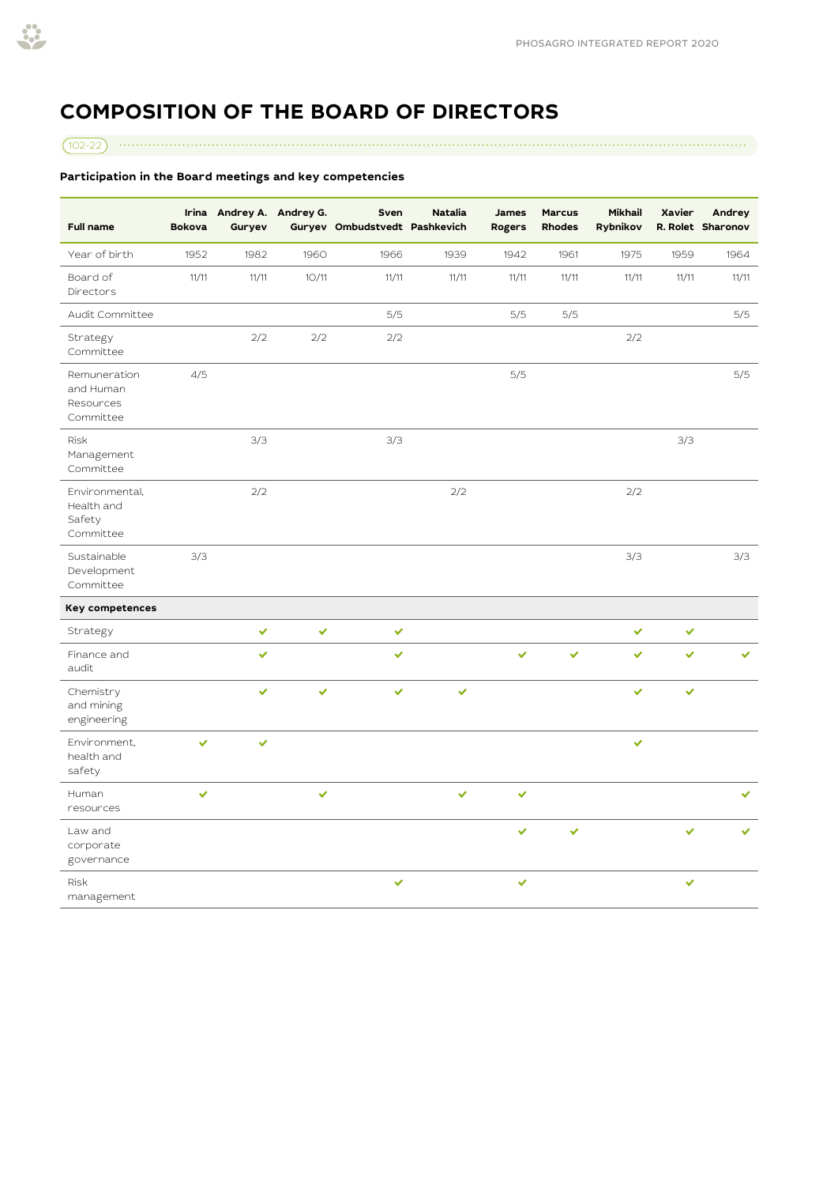# COMPOSITION OF THE BOARD OF DIRECTORS

102-22

**Participation in the Board meetings and key competencies**

| Full name | Irina Bokova | Andrey A. Guryev | Andrey G. Guryev | Sven Ombudstvedt | Natalia Pashkevich | James Rogers | Marcus Rhodes | Mikhail Rybnikov | Xavier R. Rolet | Andrey Sharonov |
|---|---|---|---|---|---|---|---|---|---|---|
| Year of birth | 1952 | 1982 | 1960 | 1966 | 1939 | 1942 | 1961 | 1975 | 1959 | 1964 |
| Board of Directors | 11/11 | 11/11 | 10/11 | 11/11 | 11/11 | 11/11 | 11/11 | 11/11 | 11/11 | 11/11 |
| Audit Committee | | | | 5/5 | | 5/5 | 5/5 | | | 5/5 |
| Strategy Committee | | 2/2 | 2/2 | 2/2 | | | | 2/2 | | |
| Remuneration and Human Resources Committee | 4/5 | | | | | 5/5 | | | | 5/5 |
| Risk Management Committee | | 3/3 | | 3/3 | | | | | 3/3 | |
| Environmental, Health and Safety Committee | | 2/2 | | | 2/2 | | | 2/2 | | |
| Sustainable Development Committee | 3/3 | | | | | | | 3/3 | | 3/3 |
| **Key competences** | | | | | | | | | | |
| Strategy | | ✔ | ✔ | ✔ | | | | ✔ | ✔ | |
| Finance and audit | | ✔ | | ✔ | | ✔ | ✔ | ✔ | ✔ | ✔ |
| Chemistry and mining engineering | | ✔ | ✔ | ✔ | ✔ | | | ✔ | ✔ | |
| Environment, health and safety | ✔ | ✔ | | | | | | ✔ | | |
| Human resources | ✔ | | ✔ | | ✔ | ✔ | | | | ✔ |
| Law and corporate governance | | | | | | ✔ | ✔ | | ✔ | ✔ |
| Risk management | | | | ✔ | | ✔ | | | ✔ | |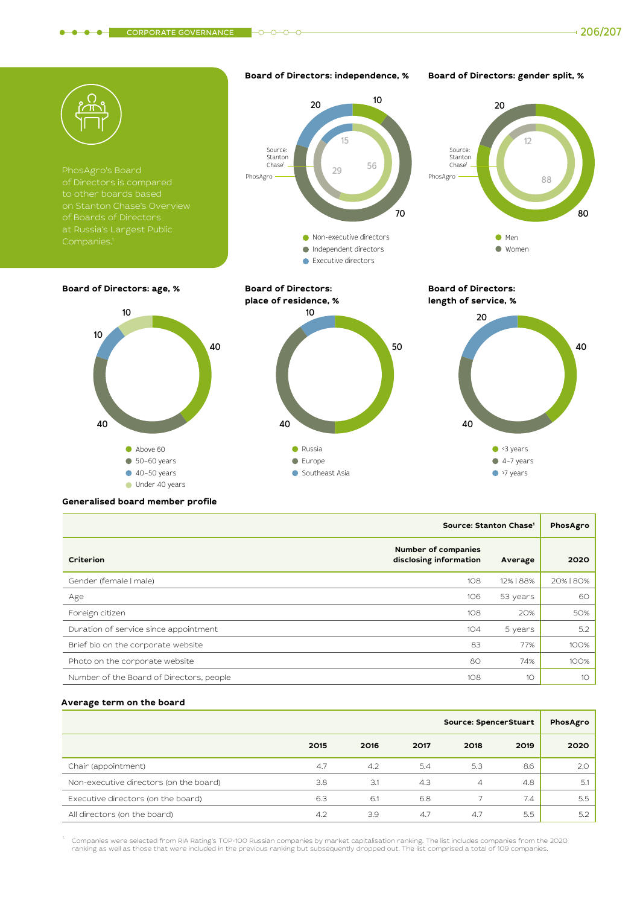PhosAgro's Board of Directors is compared to other boards based on Stanton Chase's Overview of Boards of Directors at Russia's Largest Public Companies.[1]

**Board of Directors: independence, %**

20
10
15
56
29
70
Source: Stanton Chase[1]
PhosAgro

- Non-executive directors
- Independent directors
- Executive directors

**Board of Directors: gender split, %**

20
12
88
80
Source: Stanton Chase[1]
PhosAgro

- Men
- Women

**Board of Directors: age, %**

10
10
40
40

- Above 60
- 50–60 years
- 40–50 years
- Under 40 years

**Board of Directors: place of residence, %**

10
50
40

- Russia
- Europe
- Southeast Asia

**Board of Directors: length of service, %**

20
40
40

- <3 years
- 4–7 years
- >7 years

**Generalised board member profile**

| | Source: Stanton Chase[1] | | PhosAgro |
|---|---|---|---|
| Criterion | Number of companies disclosing information | Average | 2020 |
| Gender (female \| male) | 108 | 12% \| 88% | 20% \| 80% |
| Age | 106 | 53 years | 60 |
| Foreign citizen | 108 | 20% | 50% |
| Duration of service since appointment | 104 | 5 years | 5.2 |
| Brief bio on the corporate website | 83 | 77% | 100% |
| Photo on the corporate website | 80 | 74% | 100% |
| Number of the Board of Directors, people | 108 | 10 | 10 |

**Average term on the board**

| | Source: SpencerStuart | | | | | PhosAgro |
|---|---|---|---|---|---|---|
| | 2015 | 2016 | 2017 | 2018 | 2019 | 2020 |
| Chair (appointment) | 4.7 | 4.2 | 5.4 | 5.3 | 8.6 | 2.0 |
| Non-executive directors (on the board) | 3.8 | 3.1 | 4.3 | 4 | 4.8 | 5.1 |
| Executive directors (on the board) | 6.3 | 6.1 | 6.8 | 7 | 7.4 | 5.5 |
| All directors (on the board) | 4.2 | 3.9 | 4.7 | 4.7 | 5.5 | 5.2 |

[1] Companies were selected from RIA Rating's TOP-100 Russian companies by market capitalisation ranking. The list includes companies from the 2020 ranking as well as those that were included in the previous ranking but subsequently dropped out. The list comprised a total of 109 companies.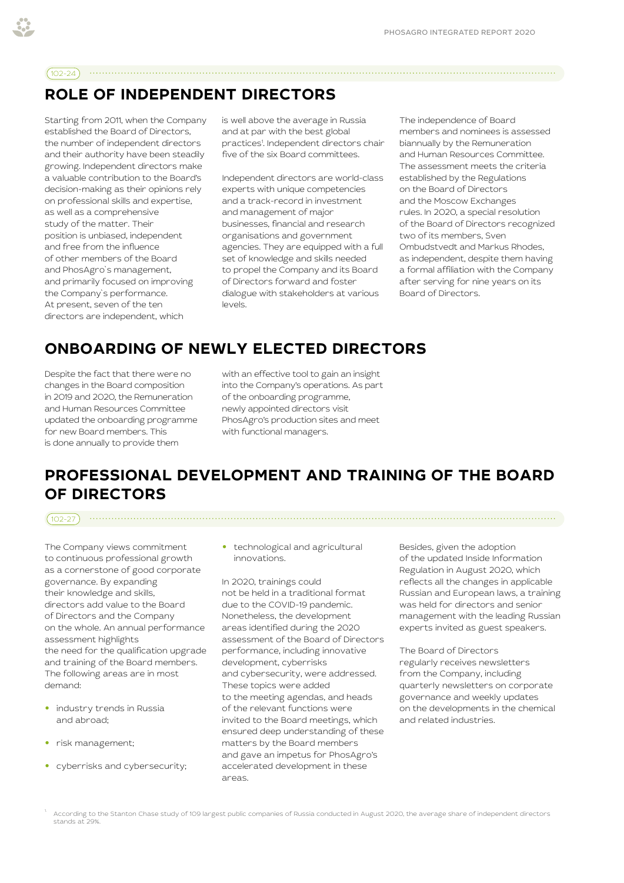102-24

## ROLE OF INDEPENDENT DIRECTORS

Starting from 2011, when the Company established the Board of Directors, the number of independent directors and their authority have been steadily growing. Independent directors make a valuable contribution to the Board's decision-making as their opinions rely on professional skills and expertise, as well as a comprehensive study of the matter. Their position is unbiased, independent and free from the influence of other members of the Board and PhosAgro`s management, and primarily focused on improving the Company`s performance. At present, seven of the ten directors are independent, which is well above the average in Russia and at par with the best global practices[1]. Independent directors chair five of the six Board committees.

Independent directors are world-class experts with unique competencies and a track-record in investment and management of major businesses, financial and research organisations and government agencies. They are equipped with a full set of knowledge and skills needed to propel the Company and its Board of Directors forward and foster dialogue with stakeholders at various levels.

The independence of Board members and nominees is assessed biannually by the Remuneration and Human Resources Committee. The assessment meets the criteria established by the Regulations on the Board of Directors and the Moscow Exchanges rules. In 2020, a special resolution of the Board of Directors recognized two of its members, Sven Ombudstvedt and Markus Rhodes, as independent, despite them having a formal affiliation with the Company after serving for nine years on its Board of Directors.

## ONBOARDING OF NEWLY ELECTED DIRECTORS

Despite the fact that there were no changes in the Board composition in 2019 and 2020, the Remuneration and Human Resources Committee updated the onboarding programme for new Board members. This is done annually to provide them with an effective tool to gain an insight into the Company's operations. As part of the onboarding programme, newly appointed directors visit PhosAgro's production sites and meet with functional managers.

## PROFESSIONAL DEVELOPMENT AND TRAINING OF THE BOARD OF DIRECTORS

102-27

The Company views commitment to continuous professional growth as a cornerstone of good corporate governance. By expanding their knowledge and skills, directors add value to the Board of Directors and the Company on the whole. An annual performance assessment highlights the need for the qualification upgrade and training of the Board members. The following areas are in most demand:

- industry trends in Russia and abroad;
- risk management;
- cyberrisks and cybersecurity;
- technological and agricultural innovations.

In 2020, trainings could not be held in a traditional format due to the COVID-19 pandemic. Nonetheless, the development areas identified during the 2020 assessment of the Board of Directors performance, including innovative development, cyberrisks and cybersecurity, were addressed. These topics were added to the meeting agendas, and heads of the relevant functions were invited to the Board meetings, which ensured deep understanding of these matters by the Board members and gave an impetus for PhosAgro's accelerated development in these areas.

Besides, given the adoption of the updated Inside Information Regulation in August 2020, which reflects all the changes in applicable Russian and European laws, a training was held for directors and senior management with the leading Russian experts invited as guest speakers.

The Board of Directors regularly receives newsletters from the Company, including quarterly newsletters on corporate governance and weekly updates on the developments in the chemical and related industries.

[1] According to the Stanton Chase study of 109 largest public companies of Russia conducted in August 2020, the average share of independent directors stands at 29%.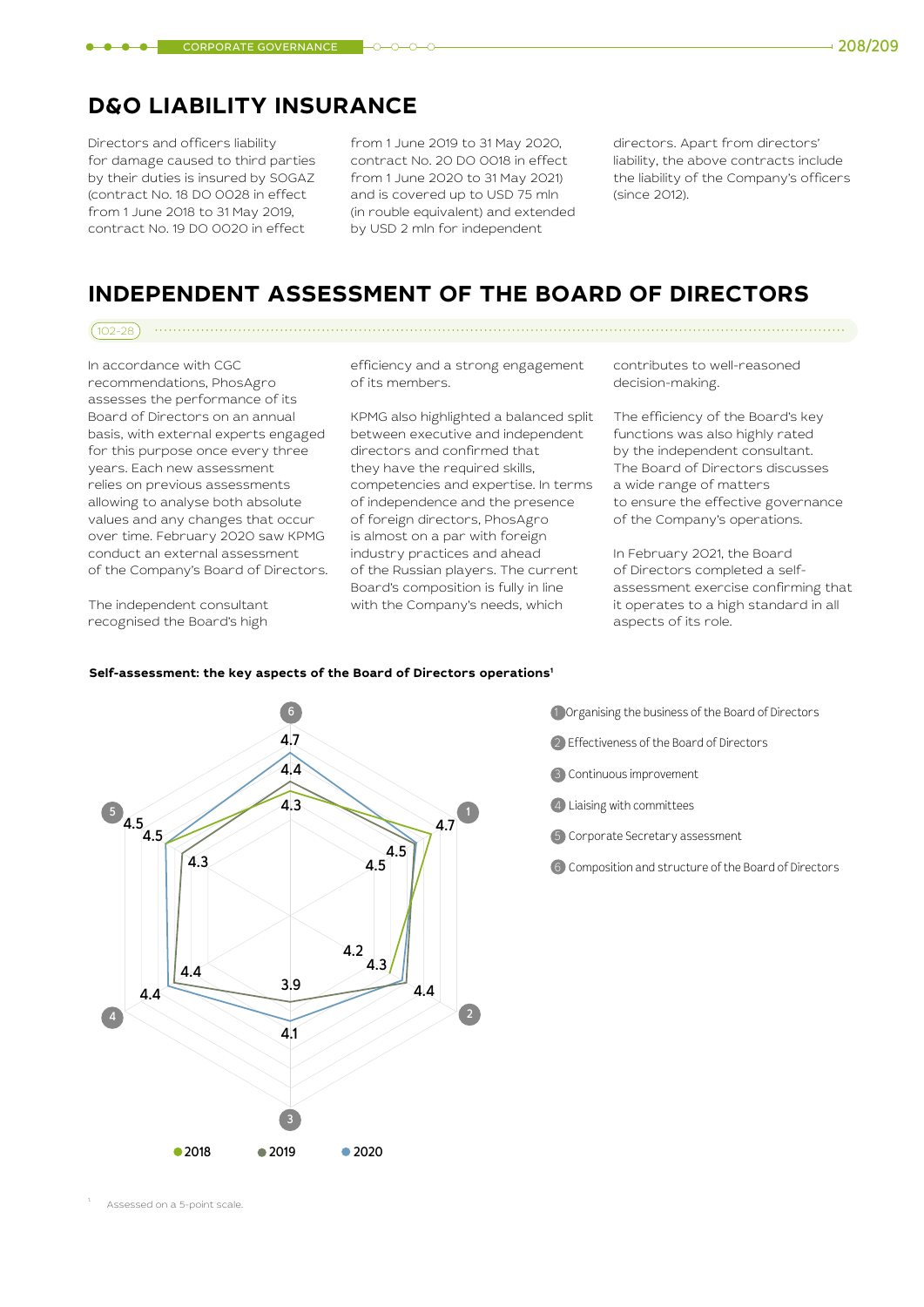## D&O LIABILITY INSURANCE

Directors and officers liability for damage caused to third parties by their duties is insured by SOGAZ (contract No. 18 DO 0028 in effect from 1 June 2018 to 31 May 2019, contract No. 19 DO 0020 in effect from 1 June 2019 to 31 May 2020, contract No. 20 DO 0018 in effect from 1 June 2020 to 31 May 2021) and is covered up to USD 75 mln (in rouble equivalent) and extended by USD 2 mln for independent directors. Apart from directors' liability, the above contracts include the liability of the Company's officers (since 2012).

## INDEPENDENT ASSESSMENT OF THE BOARD OF DIRECTORS

102-28

In accordance with CGC recommendations, PhosAgro assesses the performance of its Board of Directors on an annual basis, with external experts engaged for this purpose once every three years. Each new assessment relies on previous assessments allowing to analyse both absolute values and any changes that occur over time. February 2020 saw KPMG conduct an external assessment of the Company's Board of Directors.

The independent consultant recognised the Board's high efficiency and a strong engagement of its members.

KPMG also highlighted a balanced split between executive and independent directors and confirmed that they have the required skills, competencies and expertise. In terms of independence and the presence of foreign directors, PhosAgro is almost on a par with foreign industry practices and ahead of the Russian players. The current Board's composition is fully in line with the Company's needs, which contributes to well-reasoned decision-making.

The efficiency of the Board's key functions was also highly rated by the independent consultant. The Board of Directors discusses a wide range of matters to ensure the effective governance of the Company's operations.

In February 2021, the Board of Directors completed a self-assessment exercise confirming that it operates to a high standard in all aspects of its role.

**Self-assessment: the key aspects of the Board of Directors operations**[1]

1 Organising the business of the Board of Directors
2 Effectiveness of the Board of Directors
3 Continuous improvement
4 Liaising with committees
5 Corporate Secretary assessment
6 Composition and structure of the Board of Directors

6: 4.7, 4.4, 4.3
1: 4.7, 4.5, 4.5
2: 4.2, 4.3, 4.4
3: 3.9, 4.1
4: 4.4, 4.4
5: 4.5, 4.5, 4.3

2018 2019 2020

[1] Assessed on a 5-point scale.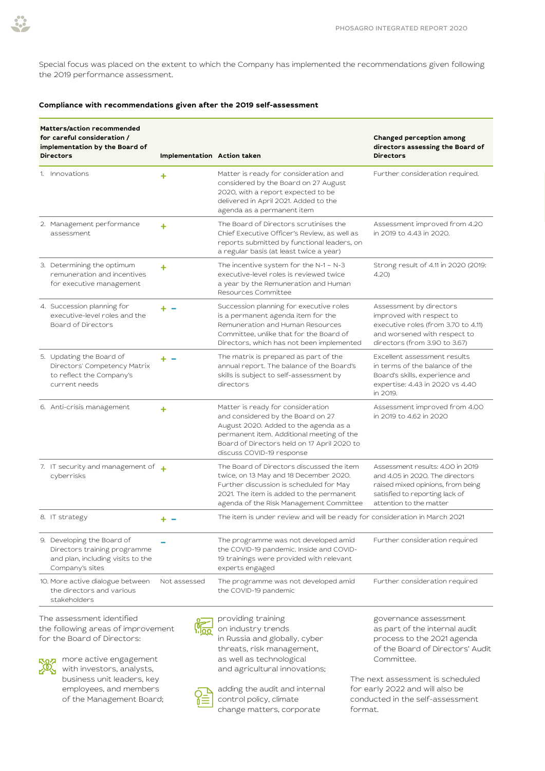Special focus was placed on the extent to which the Company has implemented the recommendations given following the 2019 performance assessment.

**Compliance with recommendations given after the 2019 self-assessment**

| Matters/action recommended for careful consideration / implementation by the Board of Directors | Implementation | Action taken | Changed perception among directors assessing the Board of Directors |
|---|---|---|---|
| 1. Innovations | + | Matter is ready for consideration and considered by the Board on 27 August 2020, with a report expected to be delivered in April 2021. Added to the agenda as a permanent item | Further consideration required. |
| 2. Management performance assessment | + | The Board of Directors scrutinises the Chief Executive Officer's Review, as well as reports submitted by functional leaders, on a regular basis (at least twice a year) | Assessment improved from 4.20 in 2019 to 4.43 in 2020. |
| 3. Determining the optimum remuneration and incentives for executive management | + | The incentive system for the N-1 – N-3 executive-level roles is reviewed twice a year by the Remuneration and Human Resources Committee | Strong result of 4.11 in 2020 (2019: 4.20) |
| 4. Succession planning for executive-level roles and the Board of Directors | + – | Succession planning for executive roles is a permanent agenda item for the Remuneration and Human Resources Committee, unlike that for the Board of Directors, which has not been implemented | Assessment by directors improved with respect to executive roles (from 3.70 to 4.11) and worsened with respect to directors (from 3.90 to 3.67) |
| 5. Updating the Board of Directors' Competency Matrix to reflect the Company's current needs | + – | The matrix is prepared as part of the annual report. The balance of the Board's skills is subject to self-assessment by directors | Excellent assessment results in terms of the balance of the Board's skills, experience and expertise: 4.43 in 2020 vs 4.40 in 2019. |
| 6. Anti-crisis management | + | Matter is ready for consideration and considered by the Board on 27 August 2020. Added to the agenda as a permanent item. Additional meeting of the Board of Directors held on 17 April 2020 to discuss COVID-19 response | Assessment improved from 4.00 in 2019 to 4.62 in 2020 |
| 7. IT security and management of cyberrisks | + | The Board of Directors discussed the item twice, on 13 May and 18 December 2020. Further discussion is scheduled for May 2021. The item is added to the permanent agenda of the Risk Management Committee | Assessment results: 4.00 in 2019 and 4.05 in 2020. The directors raised mixed opinions, from being satisfied to reporting lack of attention to the matter |
| 8. IT strategy | + – | The item is under review and will be ready for consideration in March 2021 | |
| 9. Developing the Board of Directors training programme and plan, including visits to the Company's sites | – | The programme was not developed amid the COVID-19 pandemic. Inside and COVID-19 trainings were provided with relevant experts engaged | Further consideration required |
| 10. More active dialogue between the directors and various stakeholders | Not assessed | The programme was not developed amid the COVID-19 pandemic | Further consideration required |

The assessment identified the following areas of improvement for the Board of Directors:

- more active engagement with investors, analysts, business unit leaders, key employees, and members of the Management Board;
- providing training on industry trends in Russia and globally, cyber threats, risk management, as well as technological and agricultural innovations;
- adding the audit and internal control policy, climate change matters, corporate governance assessment as part of the internal audit process to the 2021 agenda of the Board of Directors' Audit Committee.

The next assessment is scheduled for early 2022 and will also be conducted in the self-assessment format.